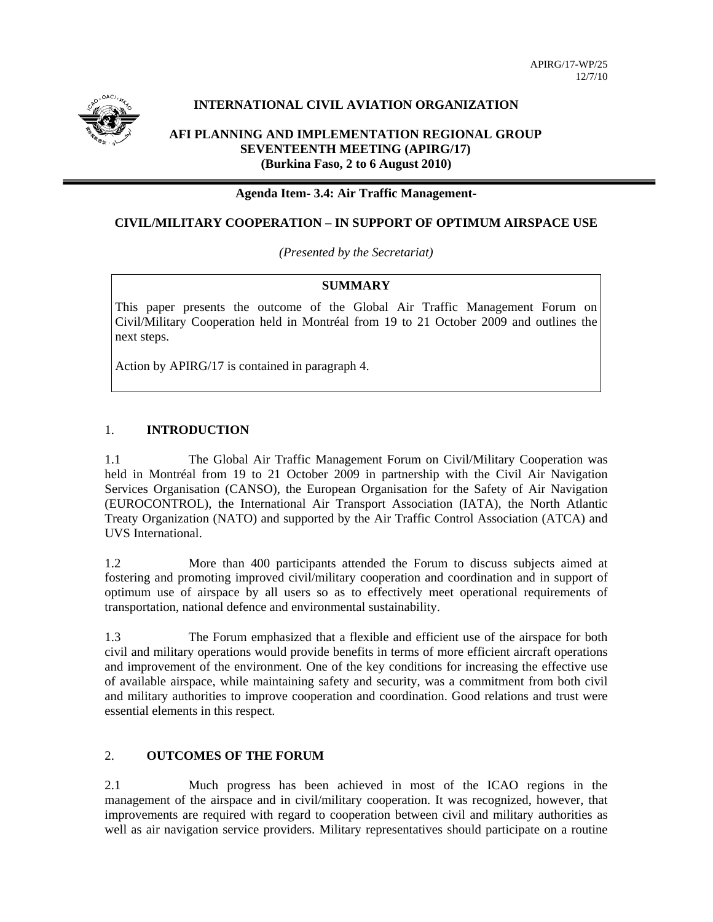APIRG/17-WP/25
12/7/10

**INTERNATIONAL CIVIL AVIATION ORGANIZATION**

**AFI PLANNING AND IMPLEMENTATION REGIONAL GROUP SEVENTEENTH MEETING (APIRG/17) (Burkina Faso, 2 to 6 August 2010)**

**Agenda Item- 3.4: Air Traffic Management-**

**CIVIL/MILITARY COOPERATION – IN SUPPORT OF OPTIMUM AIRSPACE USE**

*(Presented by the Secretariat)*

**SUMMARY**

This paper presents the outcome of the Global Air Traffic Management Forum on Civil/Military Cooperation held in Montréal from 19 to 21 October 2009 and outlines the next steps.

Action by APIRG/17 is contained in paragraph 4.

## 1. INTRODUCTION

1.1 The Global Air Traffic Management Forum on Civil/Military Cooperation was held in Montréal from 19 to 21 October 2009 in partnership with the Civil Air Navigation Services Organisation (CANSO), the European Organisation for the Safety of Air Navigation (EUROCONTROL), the International Air Transport Association (IATA), the North Atlantic Treaty Organization (NATO) and supported by the Air Traffic Control Association (ATCA) and UVS International.

1.2 More than 400 participants attended the Forum to discuss subjects aimed at fostering and promoting improved civil/military cooperation and coordination and in support of optimum use of airspace by all users so as to effectively meet operational requirements of transportation, national defence and environmental sustainability.

1.3 The Forum emphasized that a flexible and efficient use of the airspace for both civil and military operations would provide benefits in terms of more efficient aircraft operations and improvement of the environment. One of the key conditions for increasing the effective use of available airspace, while maintaining safety and security, was a commitment from both civil and military authorities to improve cooperation and coordination. Good relations and trust were essential elements in this respect.

## 2. OUTCOMES OF THE FORUM

2.1 Much progress has been achieved in most of the ICAO regions in the management of the airspace and in civil/military cooperation. It was recognized, however, that improvements are required with regard to cooperation between civil and military authorities as well as air navigation service providers. Military representatives should participate on a routine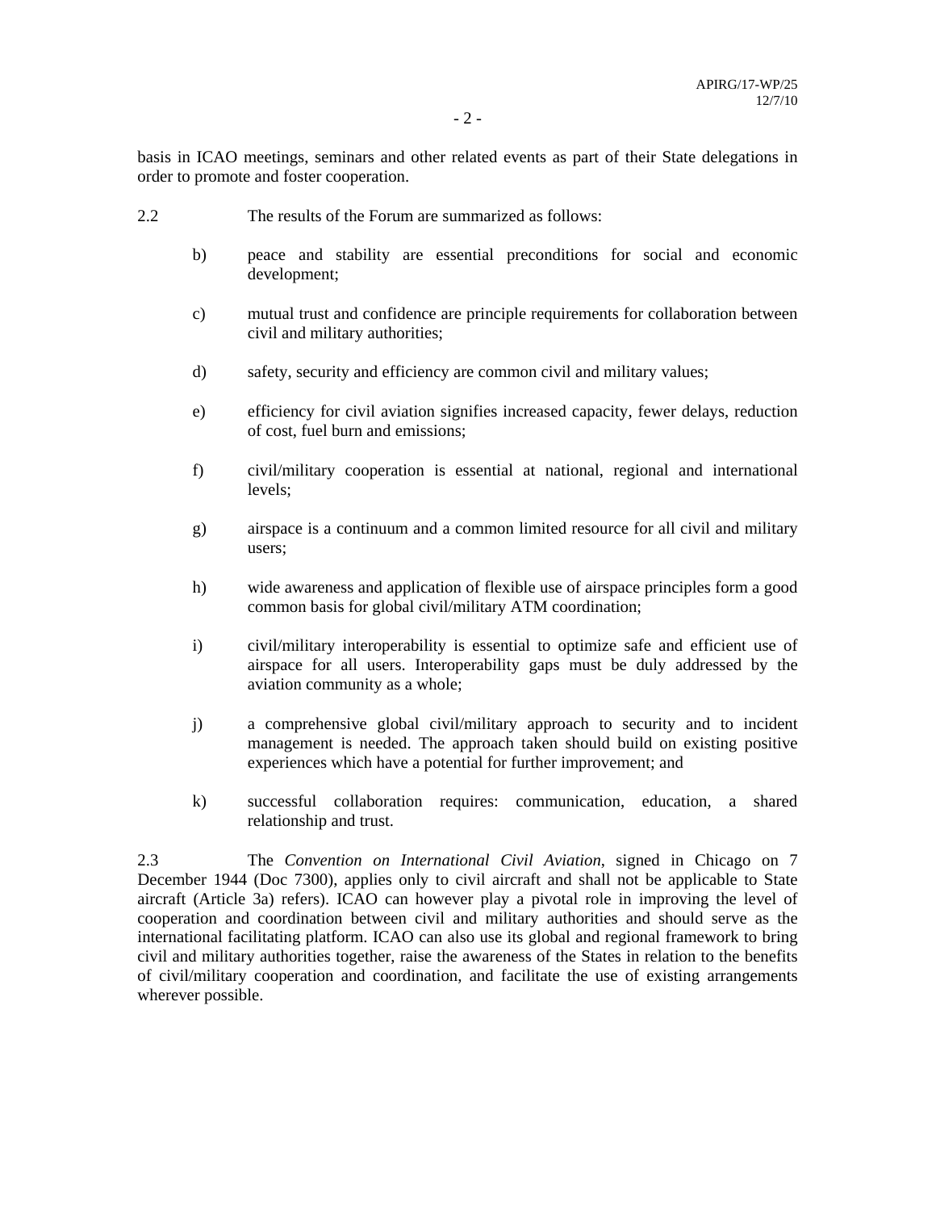basis in ICAO meetings, seminars and other related events as part of their State delegations in order to promote and foster cooperation.

2.2 The results of the Forum are summarized as follows:

b) peace and stability are essential preconditions for social and economic development;

c) mutual trust and confidence are principle requirements for collaboration between civil and military authorities;

d) safety, security and efficiency are common civil and military values;

e) efficiency for civil aviation signifies increased capacity, fewer delays, reduction of cost, fuel burn and emissions;

f) civil/military cooperation is essential at national, regional and international levels;

g) airspace is a continuum and a common limited resource for all civil and military users;

h) wide awareness and application of flexible use of airspace principles form a good common basis for global civil/military ATM coordination;

i) civil/military interoperability is essential to optimize safe and efficient use of airspace for all users. Interoperability gaps must be duly addressed by the aviation community as a whole;

j) a comprehensive global civil/military approach to security and to incident management is needed. The approach taken should build on existing positive experiences which have a potential for further improvement; and

k) successful collaboration requires: communication, education, a shared relationship and trust.

2.3 The *Convention on International Civil Aviation*, signed in Chicago on 7 December 1944 (Doc 7300), applies only to civil aircraft and shall not be applicable to State aircraft (Article 3a) refers). ICAO can however play a pivotal role in improving the level of cooperation and coordination between civil and military authorities and should serve as the international facilitating platform. ICAO can also use its global and regional framework to bring civil and military authorities together, raise the awareness of the States in relation to the benefits of civil/military cooperation and coordination, and facilitate the use of existing arrangements wherever possible.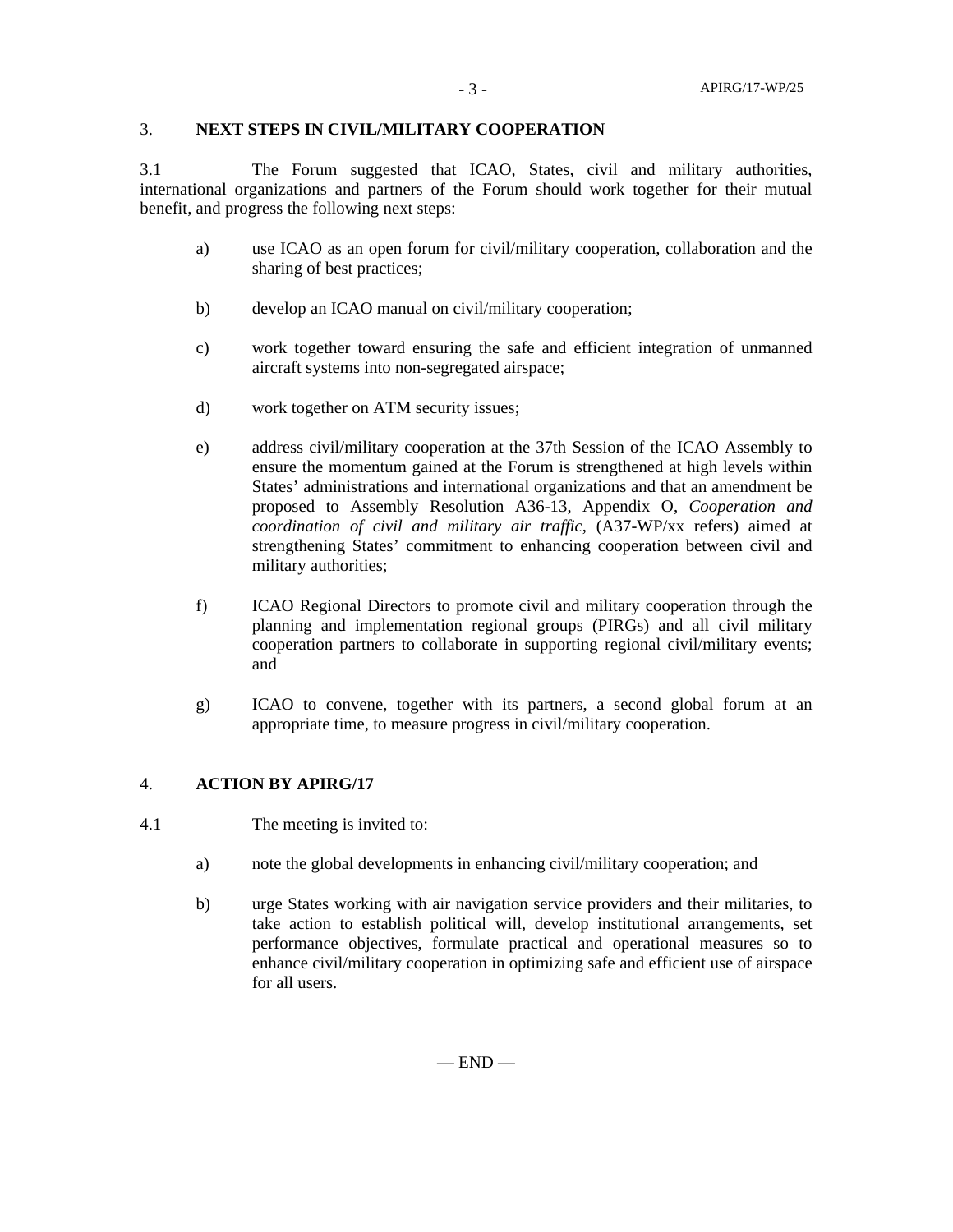## 3. NEXT STEPS IN CIVIL/MILITARY COOPERATION

3.1 The Forum suggested that ICAO, States, civil and military authorities, international organizations and partners of the Forum should work together for their mutual benefit, and progress the following next steps:

a) use ICAO as an open forum for civil/military cooperation, collaboration and the sharing of best practices;

b) develop an ICAO manual on civil/military cooperation;

c) work together toward ensuring the safe and efficient integration of unmanned aircraft systems into non-segregated airspace;

d) work together on ATM security issues;

e) address civil/military cooperation at the 37th Session of the ICAO Assembly to ensure the momentum gained at the Forum is strengthened at high levels within States' administrations and international organizations and that an amendment be proposed to Assembly Resolution A36-13, Appendix O, *Cooperation and coordination of civil and military air traffic*, (A37-WP/xx refers) aimed at strengthening States' commitment to enhancing cooperation between civil and military authorities;

f) ICAO Regional Directors to promote civil and military cooperation through the planning and implementation regional groups (PIRGs) and all civil military cooperation partners to collaborate in supporting regional civil/military events; and

g) ICAO to convene, together with its partners, a second global forum at an appropriate time, to measure progress in civil/military cooperation.

## 4. ACTION BY APIRG/17

4.1 The meeting is invited to:

a) note the global developments in enhancing civil/military cooperation; and

b) urge States working with air navigation service providers and their militaries, to take action to establish political will, develop institutional arrangements, set performance objectives, formulate practical and operational measures so to enhance civil/military cooperation in optimizing safe and efficient use of airspace for all users.

— END —